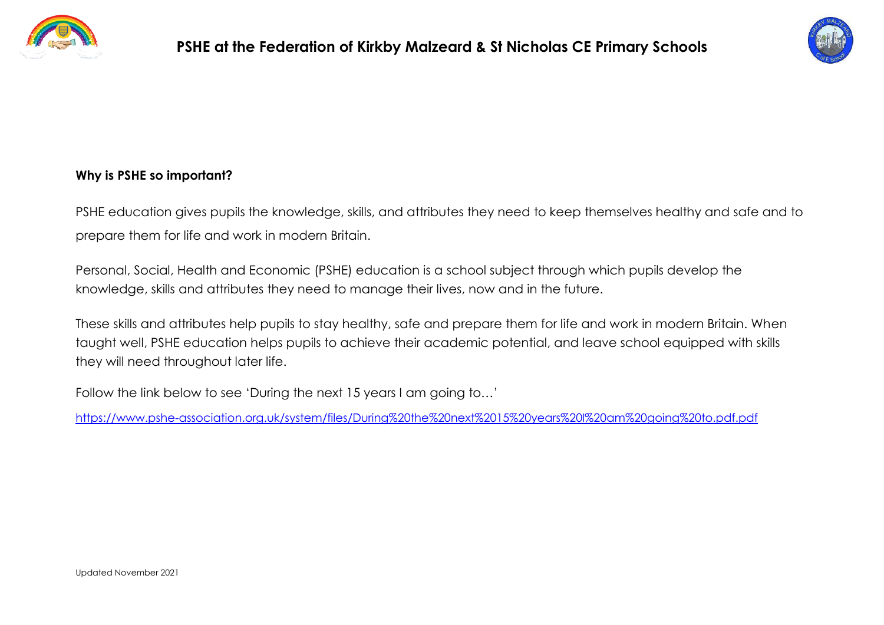# PSHE at the Federation of Kirkby Malzeard & St Nicholas CE Primary Schools

**Why is PSHE so important?**

PSHE education gives pupils the knowledge, skills, and attributes they need to keep themselves healthy and safe and to prepare them for life and work in modern Britain.

Personal, Social, Health and Economic (PSHE) education is a school subject through which pupils develop the knowledge, skills and attributes they need to manage their lives, now and in the future.

These skills and attributes help pupils to stay healthy, safe and prepare them for life and work in modern Britain. When taught well, PSHE education helps pupils to achieve their academic potential, and leave school equipped with skills they will need throughout later life.

Follow the link below to see 'During the next 15 years I am going to…'

[https://www.pshe-association.org.uk/system/files/During%20the%20next%2015%20years%20I%20am%20going%20to.pdf.pdf](https://www.pshe-association.org.uk/system/files/During%20the%20next%2015%20years%20I%20am%20going%20to.pdf.pdf)

Updated November 2021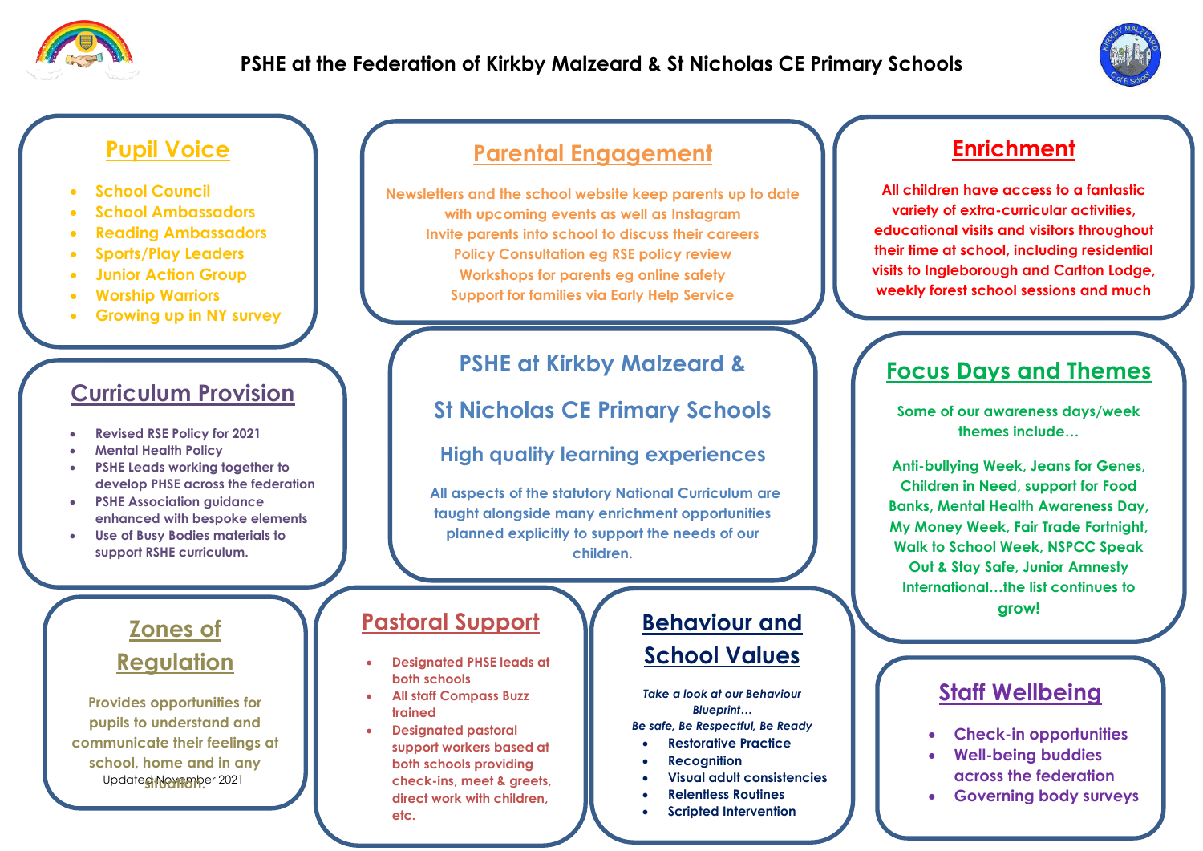# PSHE at the Federation of Kirkby Malzeard & St Nicholas CE Primary Schools

## Pupil Voice

- School Council
- School Ambassadors
- Reading Ambassadors
- Sports/Play Leaders
- Junior Action Group
- Worship Warriors
- Growing up in NY survey

## Parental Engagement

Newsletters and the school website keep parents up to date with upcoming events as well as Instagram
Invite parents into school to discuss their careers
Policy Consultation eg RSE policy review
Workshops for parents eg online safety
Support for families via Early Help Service

## Enrichment

All children have access to a fantastic variety of extra-curricular activities, educational visits and visitors throughout their time at school, including residential visits to Ingleborough and Carlton Lodge, weekly forest school sessions and much

## Curriculum Provision

- Revised RSE Policy for 2021
- Mental Health Policy
- PSHE Leads working together to develop PHSE across the federation
- PSHE Association guidance enhanced with bespoke elements
- Use of Busy Bodies materials to support RSHE curriculum.

## PSHE at Kirkby Malzeard & St Nicholas CE Primary Schools

### High quality learning experiences

All aspects of the statutory National Curriculum are taught alongside many enrichment opportunities planned explicitly to support the needs of our children.

## Focus Days and Themes

Some of our awareness days/week themes include…

Anti-bullying Week, Jeans for Genes, Children in Need, support for Food Banks, Mental Health Awareness Day, My Money Week, Fair Trade Fortnight, Walk to School Week, NSPCC Speak Out & Stay Safe, Junior Amnesty International…the list continues to grow!

## Zones of Regulation

Provides opportunities for pupils to understand and communicate their feelings at school, home and in any situation.

## Pastoral Support

- Designated PHSE leads at both schools
- All staff Compass Buzz trained
- Designated pastoral support workers based at both schools providing check-ins, meet & greets, direct work with children, etc.

## Behaviour and School Values

*Take a look at our Behaviour Blueprint…*
*Be safe, Be Respectful, Be Ready*

- Restorative Practice
- Recognition
- Visual adult consistencies
- Relentless Routines
- Scripted Intervention

## Staff Wellbeing

- Check-in opportunities
- Well-being buddies across the federation
- Governing body surveys

Updated November 2021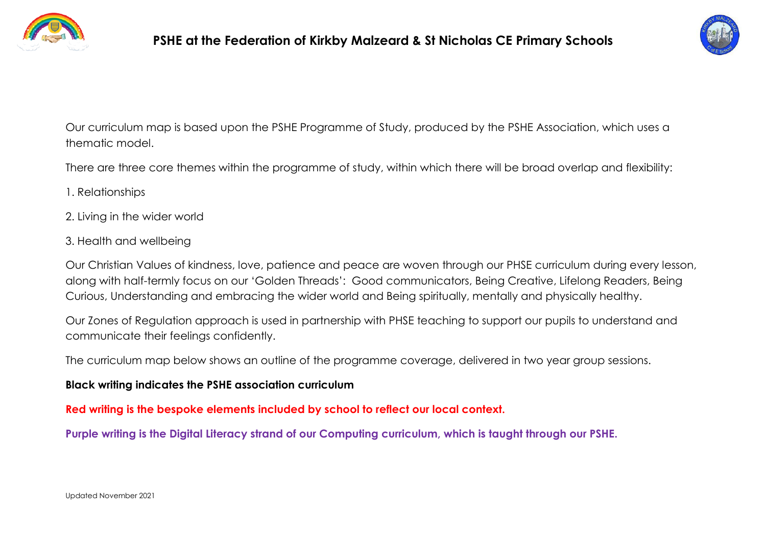# PSHE at the Federation of Kirkby Malzeard & St Nicholas CE Primary Schools

Our curriculum map is based upon the PSHE Programme of Study, produced by the PSHE Association, which uses a thematic model.

There are three core themes within the programme of study, within which there will be broad overlap and flexibility:

1. Relationships
2. Living in the wider world
3. Health and wellbeing

Our Christian Values of kindness, love, patience and peace are woven through our PHSE curriculum during every lesson, along with half-termly focus on our 'Golden Threads': Good communicators, Being Creative, Lifelong Readers, Being Curious, Understanding and embracing the wider world and Being spiritually, mentally and physically healthy.

Our Zones of Regulation approach is used in partnership with PHSE teaching to support our pupils to understand and communicate their feelings confidently.

The curriculum map below shows an outline of the programme coverage, delivered in two year group sessions.

**Black writing indicates the PSHE association curriculum**

**Red writing is the bespoke elements included by school to reflect our local context.**

**Purple writing is the Digital Literacy strand of our Computing curriculum, which is taught through our PSHE.**

Updated November 2021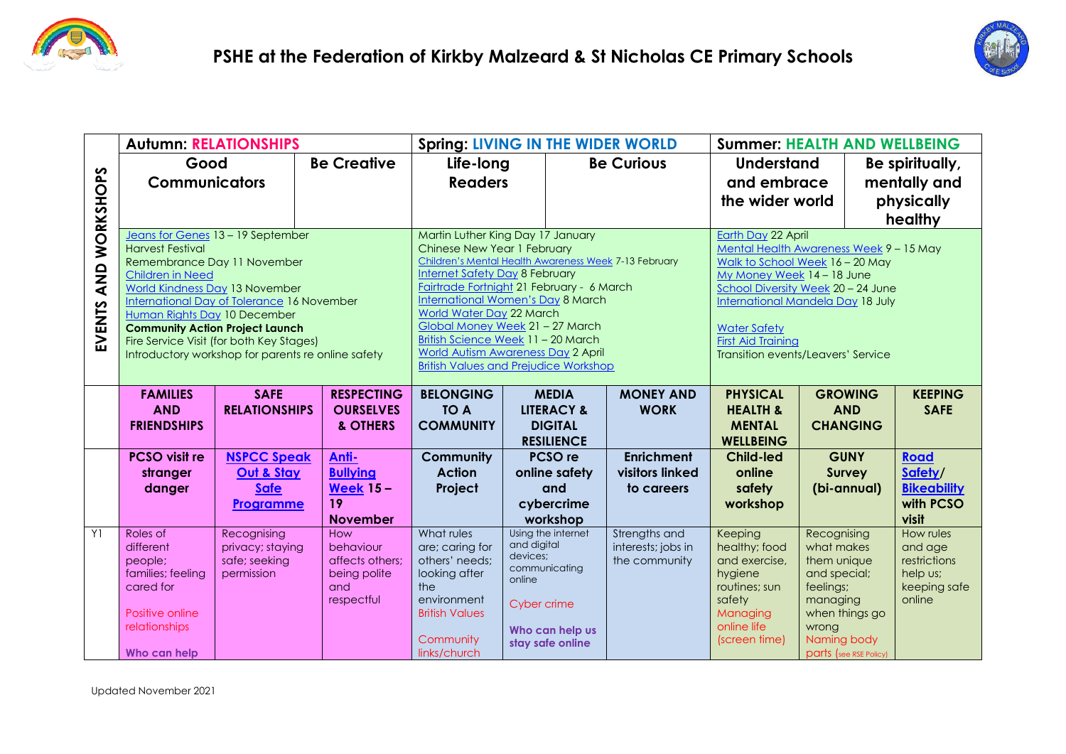# PSHE at the Federation of Kirkby Malzeard & St Nicholas CE Primary Schools

| | Autumn: RELATIONSHIPS | | | Spring: LIVING IN THE WIDER WORLD | | | Summer: HEALTH AND WELLBEING | | |
|---|---|---|---|---|---|---|---|---|---|
| **EVENTS AND WORKSHOPS** | Good Communicators | | Be Creative | Life-long Readers | | Be Curious | Understand and embrace the wider world | | Be spiritually, mentally and physically healthy |
| | Jeans for Genes 13 – 19 September<br>Harvest Festival<br>Remembrance Day 11 November<br>Children in Need<br>World Kindness Day 13 November<br>International Day of Tolerance 16 November<br>Human Rights Day 10 December<br>**Community Action Project Launch**<br>Fire Service Visit (for both Key Stages)<br>Introductory workshop for parents re online safety | | | Martin Luther King Day 17 January<br>Chinese New Year 1 February<br>Children's Mental Health Awareness Week 7-13 February<br>Internet Safety Day 8 February<br>Fairtrade Fortnight 21 February - 6 March<br>International Women's Day 8 March<br>World Water Day 22 March<br>Global Money Week 21 – 27 March<br>British Science Week 11 – 20 March<br>World Autism Awareness Day 2 April<br>British Values and Prejudice Workshop | | | Earth Day 22 April<br>Mental Health Awareness Week 9 – 15 May<br>Walk to School Week 16 – 20 May<br>My Money Week 14 – 18 June<br>School Diversity Week 20 – 24 June<br>International Mandela Day 18 July<br><br>Water Safety<br>First Aid Training<br>Transition events/Leavers' Service | | |
| | **FAMILIES AND FRIENDSHIPS** | **SAFE RELATIONSHIPS** | **RESPECTING OURSELVES & OTHERS** | **BELONGING TO A COMMUNITY** | **MEDIA LITERACY & DIGITAL RESILIENCE** | **MONEY AND WORK** | **PHYSICAL HEALTH & MENTAL WELLBEING** | **GROWING AND CHANGING** | **KEEPING SAFE** |
| | **PCSO visit re stranger danger** | **NSPCC Speak Out & Stay Safe Programme** | **Anti-Bullying Week 15 – 19 November** | **Community Action Project** | **PCSO re online safety and cybercrime workshop** | **Enrichment visitors linked to careers** | **Child-led online safety workshop** | **GUNY Survey (bi-annual)** | **Road Safety/ Bikeability with PCSO visit** |
| Y1 | Roles of different people; families; feeling cared for<br><br>Positive online relationships<br><br>**Who can help** | Recognising privacy; staying safe; seeking permission | How behaviour affects others; being polite and respectful | What rules are; caring for others' needs; looking after the environment<br>British Values<br><br>Community links/church | Using the internet and digital devices; communicating online<br><br>Cyber crime<br><br>**Who can help us stay safe online** | Strengths and interests; jobs in the community | Keeping healthy; food and exercise, hygiene routines; sun safety<br>Managing online life (screen time) | Recognising what makes them unique and special; feelings; managing when things go wrong<br>Naming body parts (see RSE Policy) | How rules and age restrictions help us; keeping safe online |

Updated November 2021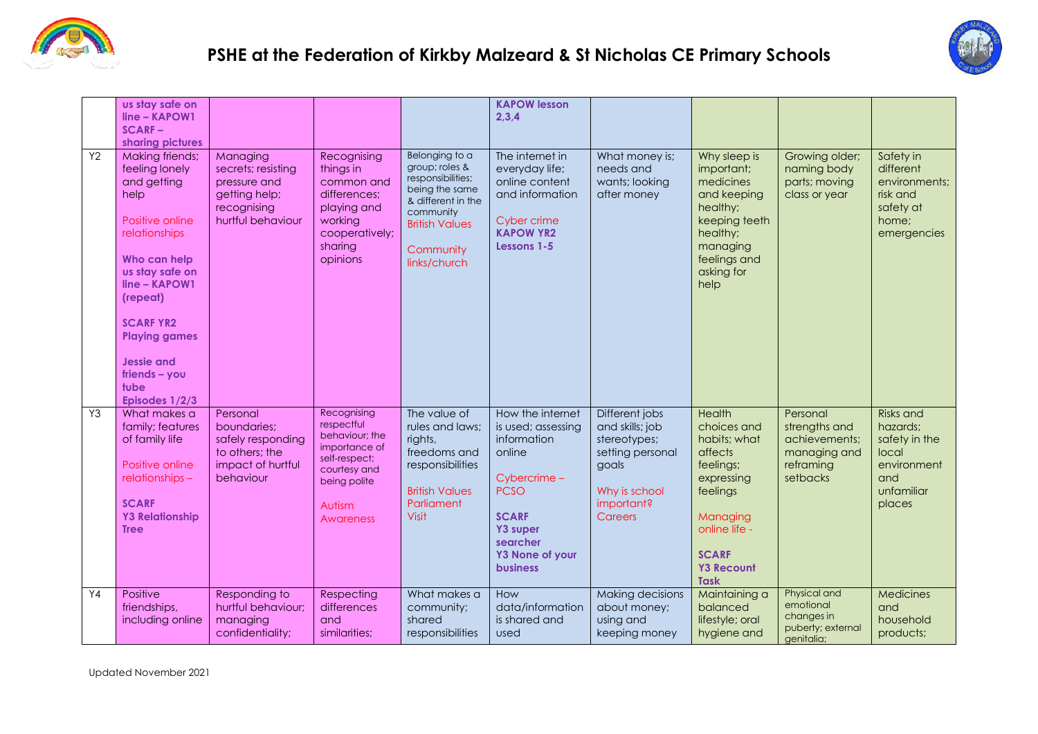# PSHE at the Federation of Kirkby Malzeard & St Nicholas CE Primary Schools

| | | | | | | | | | |
|---|---|---|---|---|---|---|---|---|---|
| | **us stay safe on line – KAPOW1**<br>**SCARF – sharing pictures** | | | | **KAPOW lesson 2,3,4** | | | | |
| Y2 | Making friends; feeling lonely and getting help<br><br>Positive online relationships<br><br>**Who can help us stay safe on line – KAPOW1 (repeat)**<br><br>**SCARF YR2 Playing games**<br><br>**Jessie and friends – you tube Episodes 1/2/3** | Managing secrets; resisting pressure and getting help; recognising hurtful behaviour | Recognising things in common and differences; playing and working cooperatively; sharing opinions | Belonging to a group; roles & responsibilities; being the same & different in the community<br>British Values<br><br>Community links/church | The internet in everyday life; online content and information<br><br>Cyber crime<br>**KAPOW YR2 Lessons 1-5** | What money is; needs and wants; looking after money | Why sleep is important; medicines and keeping healthy; keeping teeth healthy; managing feelings and asking for help | Growing older; naming body parts; moving class or year | Safety in different environments; risk and safety at home; emergencies |
| Y3 | What makes a family; features of family life<br><br>Positive online relationships –<br><br>**SCARF Y3 Relationship Tree** | Personal boundaries; safely responding to others; the impact of hurtful behaviour | Recognising respectful behaviour; the importance of self-respect; courtesy and being polite<br><br>Autism Awareness | The value of rules and laws; rights, freedoms and responsibilities<br><br>British Values<br>Parliament Visit | How the internet is used; assessing information online<br><br>Cybercrime – PCSO<br><br>**SCARF Y3 super searcher**<br>**Y3 None of your business** | Different jobs and skills; job stereotypes; setting personal goals<br><br>Why is school important?<br>Careers | Health choices and habits; what affects feelings; expressing feelings<br><br>Managing online life -<br><br>**SCARF Y3 Recount Task** | Personal strengths and achievements; managing and reframing setbacks | Risks and hazards; safety in the local environment and unfamiliar places |
| Y4 | Positive friendships, including online | Responding to hurtful behaviour; managing confidentiality; | Respecting differences and similarities; | What makes a community; shared responsibilities | How data/information is shared and used | Making decisions about money; using and keeping money | Maintaining a balanced lifestyle; oral hygiene and | Physical and emotional changes in puberty; external genitalia; | Medicines and household products; |

Updated November 2021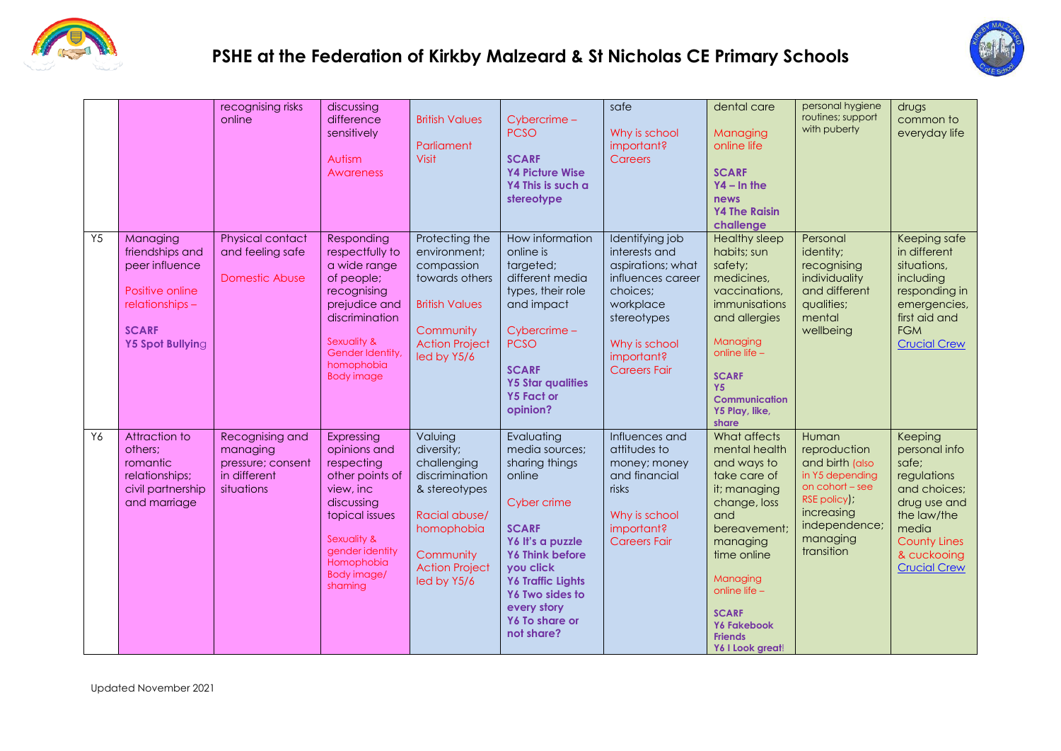# PSHE at the Federation of Kirkby Malzeard & St Nicholas CE Primary Schools

| | | | | | | | | | |
|---|---|---|---|---|---|---|---|---|---|
| | | recognising risks online | discussing difference sensitively<br><br>Autism Awareness | British Values<br><br>Parliament Visit | Cybercrime – PCSO<br><br>**SCARF**<br>**Y4 Picture Wise**<br>**Y4 This is such a stereotype** | safe<br><br>Why is school important?<br>Careers | dental care<br><br>Managing online life<br><br>**SCARF**<br>**Y4 – In the news**<br>**Y4 The Raisin challenge** | personal hygiene routines; support with puberty | drugs common to everyday life |
| Y5 | Managing friendships and peer influence<br><br>Positive online relationships –<br><br>**SCARF**<br>**Y5 Spot Bullying** | Physical contact and feeling safe<br><br>Domestic Abuse | Responding respectfully to a wide range of people; recognising prejudice and discrimination<br><br>Sexuality & Gender Identity, homophobia<br>Body image | Protecting the environment; compassion towards others<br><br>British Values<br><br>Community Action Project led by Y5/6 | How information online is targeted; different media types, their role and impact<br><br>Cybercrime – PCSO<br><br>**SCARF**<br>**Y5 Star qualities**<br>**Y5 Fact or opinion?** | Identifying job interests and aspirations; what influences career choices; workplace stereotypes<br><br>Why is school important?<br>Careers Fair | Healthy sleep habits; sun safety; medicines, vaccinations, immunisations and allergies<br><br>Managing online life –<br><br>**SCARF**<br>**Y5 Communication**<br>**Y5 Play, like, share** | Personal identity; recognising individuality and different qualities; mental wellbeing | Keeping safe in different situations, including responding in emergencies, first aid and FGM<br>Crucial Crew |
| Y6 | Attraction to others; romantic relationships; civil partnership and marriage | Recognising and managing pressure; consent in different situations | Expressing opinions and respecting other points of view, inc discussing topical issues<br><br>Sexuality & gender identity<br>Homophobia<br>Body image/ shaming | Valuing diversity; challenging discrimination & stereotypes<br><br>Racial abuse/ homophobia<br><br>Community Action Project led by Y5/6 | Evaluating media sources; sharing things online<br><br>Cyber crime<br><br>**SCARF**<br>**Y6 It's a puzzle**<br>**Y6 Think before you click**<br>**Y6 Traffic Lights**<br>**Y6 Two sides to every story**<br>**Y6 To share or not share?** | Influences and attitudes to money; money and financial risks<br><br>Why is school important?<br>Careers Fair | What affects mental health and ways to take care of it; managing change, loss and bereavement; managing time online<br><br>Managing online life –<br><br>**SCARF**<br>**Y6 Fakebook Friends**<br>**Y6 I Look great!** | Human reproduction and birth (also in Y5 depending on cohort – see RSE policy); increasing independence; managing transition | Keeping personal info safe; regulations and choices; drug use and the law/the media<br>County Lines & cuckooing<br>Crucial Crew |

Updated November 2021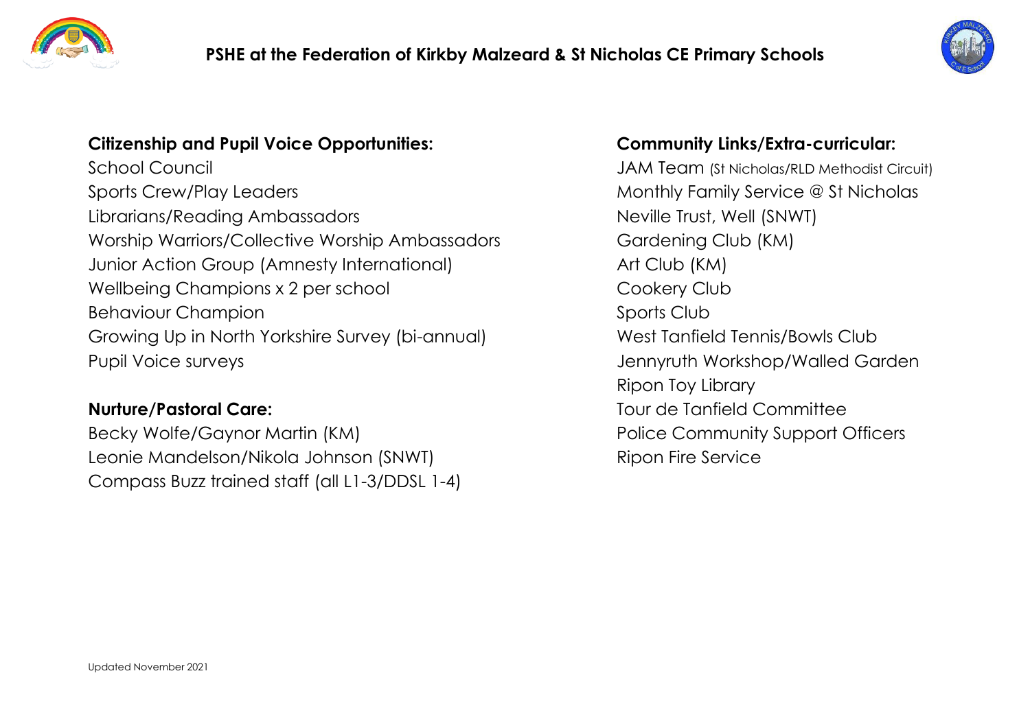# PSHE at the Federation of Kirkby Malzeard & St Nicholas CE Primary Schools

**Citizenship and Pupil Voice Opportunities:**

School Council
Sports Crew/Play Leaders
Librarians/Reading Ambassadors
Worship Warriors/Collective Worship Ambassadors
Junior Action Group (Amnesty International)
Wellbeing Champions x 2 per school
Behaviour Champion
Growing Up in North Yorkshire Survey (bi-annual)
Pupil Voice surveys

**Nurture/Pastoral Care:**

Becky Wolfe/Gaynor Martin (KM)
Leonie Mandelson/Nikola Johnson (SNWT)
Compass Buzz trained staff (all L1-3/DDSL 1-4)

**Community Links/Extra-curricular:**

JAM Team (St Nicholas/RLD Methodist Circuit)
Monthly Family Service @ St Nicholas
Neville Trust, Well (SNWT)
Gardening Club (KM)
Art Club (KM)
Cookery Club
Sports Club
West Tanfield Tennis/Bowls Club
Jennyruth Workshop/Walled Garden
Ripon Toy Library
Tour de Tanfield Committee
Police Community Support Officers
Ripon Fire Service

Updated November 2021